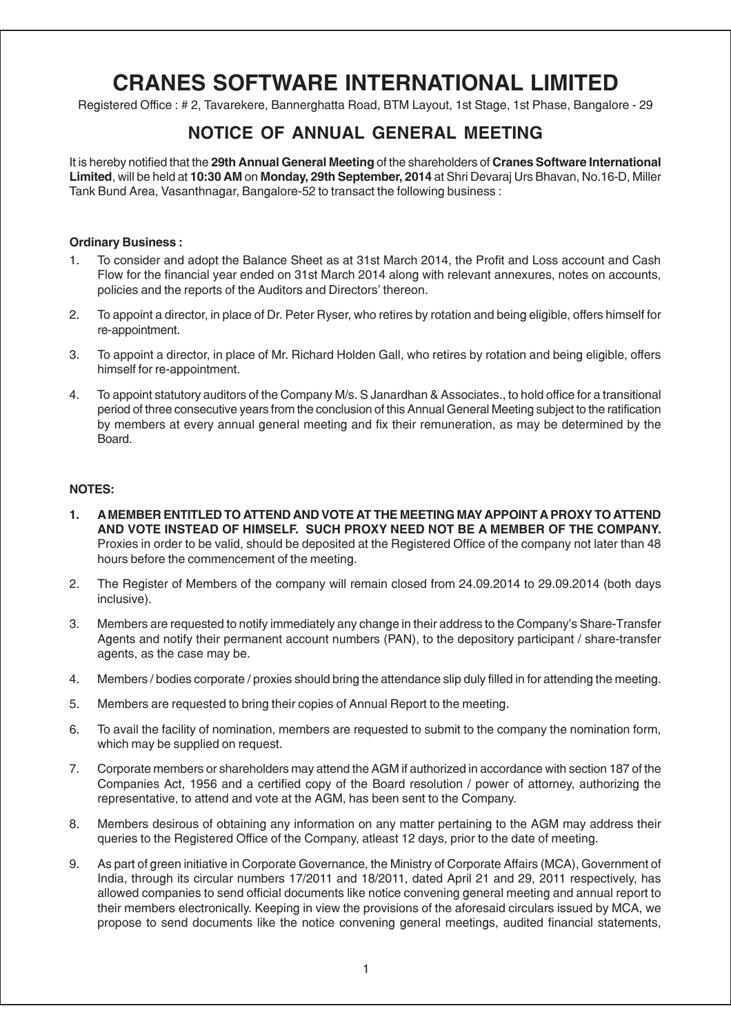# CRANES SOFTWARE INTERNATIONAL LIMITED

Registered Office : # 2, Tavarekere, Bannerghatta Road, BTM Layout, 1st Stage, 1st Phase, Bangalore - 29

## NOTICE OF ANNUAL GENERAL MEETING

It is hereby notified that the **29th Annual General Meeting** of the shareholders of **Cranes Software International Limited**, will be held at **10:30 AM** on **Monday, 29th September, 2014** at Shri Devaraj Urs Bhavan, No.16-D, Miller Tank Bund Area, Vasanthnagar, Bangalore-52 to transact the following business :

**Ordinary Business :**

1. To consider and adopt the Balance Sheet as at 31st March 2014, the Profit and Loss account and Cash Flow for the financial year ended on 31st March 2014 along with relevant annexures, notes on accounts, policies and the reports of the Auditors and Directors' thereon.
2. To appoint a director, in place of Dr. Peter Ryser, who retires by rotation and being eligible, offers himself for re-appointment.
3. To appoint a director, in place of Mr. Richard Holden Gall, who retires by rotation and being eligible, offers himself for re-appointment.
4. To appoint statutory auditors of the Company M/s. S Janardhan & Associates., to hold office for a transitional period of three consecutive years from the conclusion of this Annual General Meeting subject to the ratification by members at every annual general meeting and fix their remuneration, as may be determined by the Board.

**NOTES:**

1. **A MEMBER ENTITLED TO ATTEND AND VOTE AT THE MEETING MAY APPOINT A PROXY TO ATTEND AND VOTE INSTEAD OF HIMSELF. SUCH PROXY NEED NOT BE A MEMBER OF THE COMPANY.** Proxies in order to be valid, should be deposited at the Registered Office of the company not later than 48 hours before the commencement of the meeting.
2. The Register of Members of the company will remain closed from 24.09.2014 to 29.09.2014 (both days inclusive).
3. Members are requested to notify immediately any change in their address to the Company's Share-Transfer Agents and notify their permanent account numbers (PAN), to the depository participant / share-transfer agents, as the case may be.
4. Members / bodies corporate / proxies should bring the attendance slip duly filled in for attending the meeting.
5. Members are requested to bring their copies of Annual Report to the meeting.
6. To avail the facility of nomination, members are requested to submit to the company the nomination form, which may be supplied on request.
7. Corporate members or shareholders may attend the AGM if authorized in accordance with section 187 of the Companies Act, 1956 and a certified copy of the Board resolution / power of attorney, authorizing the representative, to attend and vote at the AGM, has been sent to the Company.
8. Members desirous of obtaining any information on any matter pertaining to the AGM may address their queries to the Registered Office of the Company, atleast 12 days, prior to the date of meeting.
9. As part of green initiative in Corporate Governance, the Ministry of Corporate Affairs (MCA), Government of India, through its circular numbers 17/2011 and 18/2011, dated April 21 and 29, 2011 respectively, has allowed companies to send official documents like notice convening general meeting and annual report to their members electronically. Keeping in view the provisions of the aforesaid circulars issued by MCA, we propose to send documents like the notice convening general meetings, audited financial statements,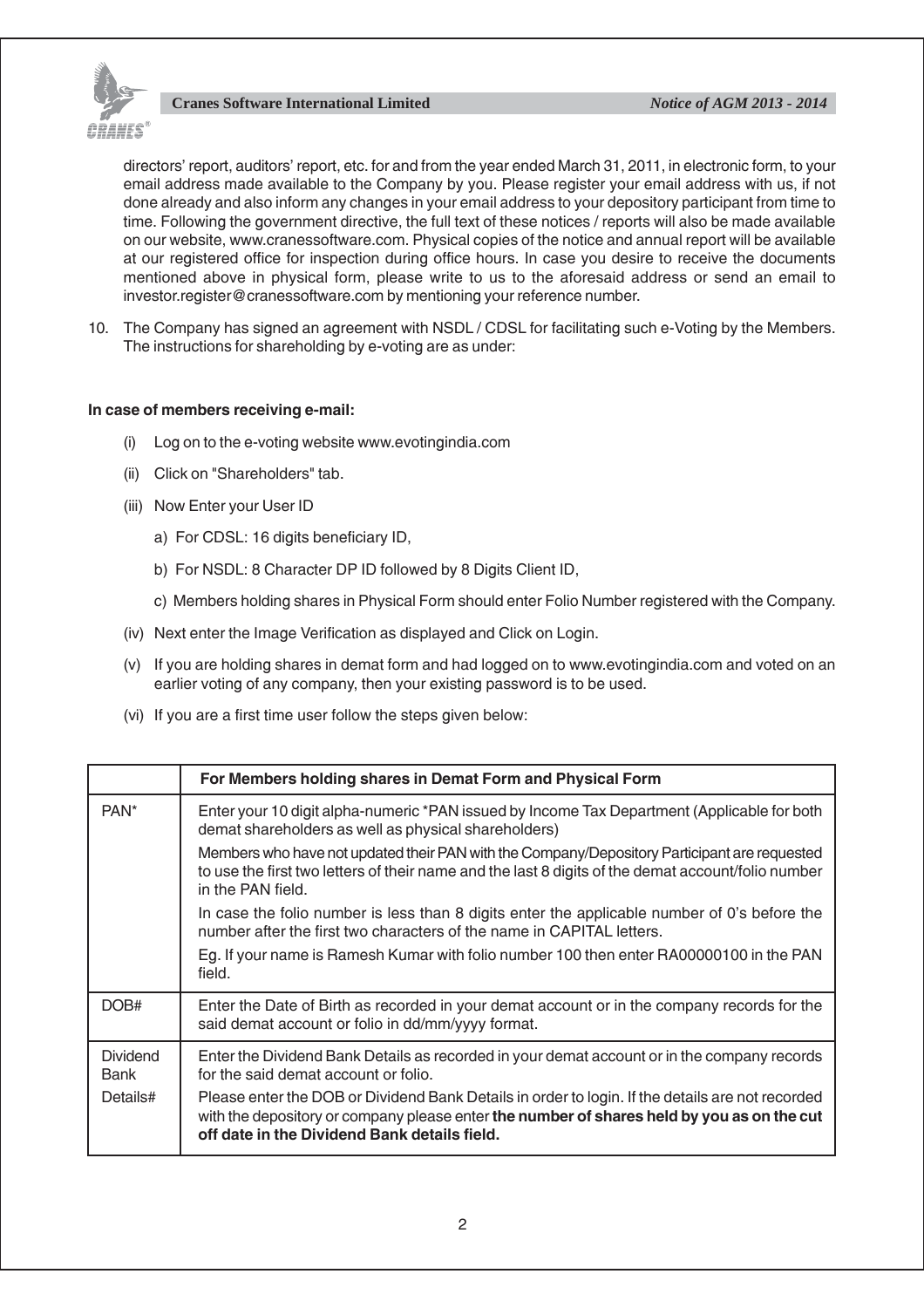directors' report, auditors' report, etc. for and from the year ended March 31, 2011, in electronic form, to your email address made available to the Company by you. Please register your email address with us, if not done already and also inform any changes in your email address to your depository participant from time to time. Following the government directive, the full text of these notices / reports will also be made available on our website, www.cranessoftware.com. Physical copies of the notice and annual report will be available at our registered office for inspection during office hours. In case you desire to receive the documents mentioned above in physical form, please write to us to the aforesaid address or send an email to investor.register@cranessoftware.com by mentioning your reference number.

10. The Company has signed an agreement with NSDL / CDSL for facilitating such e-Voting by the Members. The instructions for shareholding by e-voting are as under:

**In case of members receiving e-mail:**

(i) Log on to the e-voting website www.evotingindia.com

(ii) Click on "Shareholders" tab.

(iii) Now Enter your User ID

a) For CDSL: 16 digits beneficiary ID,

b) For NSDL: 8 Character DP ID followed by 8 Digits Client ID,

c) Members holding shares in Physical Form should enter Folio Number registered with the Company.

(iv) Next enter the Image Verification as displayed and Click on Login.

(v) If you are holding shares in demat form and had logged on to www.evotingindia.com and voted on an earlier voting of any company, then your existing password is to be used.

(vi) If you are a first time user follow the steps given below:

| | **For Members holding shares in Demat Form and Physical Form** |
|---|---|
| PAN* | Enter your 10 digit alpha-numeric *PAN issued by Income Tax Department (Applicable for both demat shareholders as well as physical shareholders)<br>Members who have not updated their PAN with the Company/Depository Participant are requested to use the first two letters of their name and the last 8 digits of the demat account/folio number in the PAN field.<br>In case the folio number is less than 8 digits enter the applicable number of 0's before the number after the first two characters of the name in CAPITAL letters.<br>Eg. If your name is Ramesh Kumar with folio number 100 then enter RA00000100 in the PAN field. |
| DOB# | Enter the Date of Birth as recorded in your demat account or in the company records for the said demat account or folio in dd/mm/yyyy format. |
| Dividend Bank Details# | Enter the Dividend Bank Details as recorded in your demat account or in the company records for the said demat account or folio.<br>Please enter the DOB or Dividend Bank Details in order to login. If the details are not recorded with the depository or company please enter **the number of shares held by you as on the cut off date in the Dividend Bank details field.** |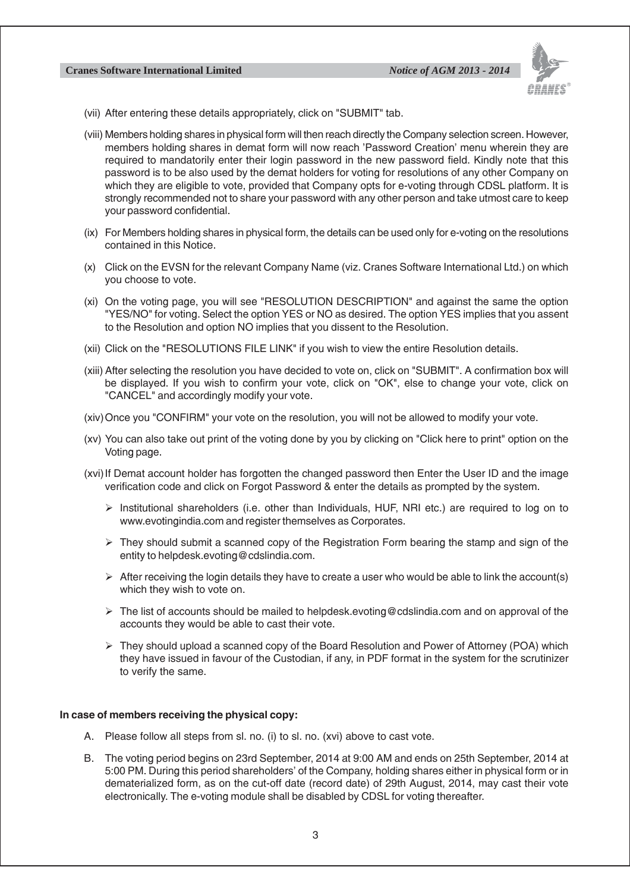(vii) After entering these details appropriately, click on "SUBMIT" tab.

(viii) Members holding shares in physical form will then reach directly the Company selection screen. However, members holding shares in demat form will now reach 'Password Creation' menu wherein they are required to mandatorily enter their login password in the new password field. Kindly note that this password is to be also used by the demat holders for voting for resolutions of any other Company on which they are eligible to vote, provided that Company opts for e-voting through CDSL platform. It is strongly recommended not to share your password with any other person and take utmost care to keep your password confidential.

(ix) For Members holding shares in physical form, the details can be used only for e-voting on the resolutions contained in this Notice.

(x) Click on the EVSN for the relevant Company Name (viz. Cranes Software International Ltd.) on which you choose to vote.

(xi) On the voting page, you will see "RESOLUTION DESCRIPTION" and against the same the option "YES/NO" for voting. Select the option YES or NO as desired. The option YES implies that you assent to the Resolution and option NO implies that you dissent to the Resolution.

(xii) Click on the "RESOLUTIONS FILE LINK" if you wish to view the entire Resolution details.

(xiii) After selecting the resolution you have decided to vote on, click on "SUBMIT". A confirmation box will be displayed. If you wish to confirm your vote, click on "OK", else to change your vote, click on "CANCEL" and accordingly modify your vote.

(xiv) Once you "CONFIRM" your vote on the resolution, you will not be allowed to modify your vote.

(xv) You can also take out print of the voting done by you by clicking on "Click here to print" option on the Voting page.

(xvi) If Demat account holder has forgotten the changed password then Enter the User ID and the image verification code and click on Forgot Password & enter the details as prompted by the system.

- Institutional shareholders (i.e. other than Individuals, HUF, NRI etc.) are required to log on to www.evotingindia.com and register themselves as Corporates.
- They should submit a scanned copy of the Registration Form bearing the stamp and sign of the entity to helpdesk.evoting@cdslindia.com.
- After receiving the login details they have to create a user who would be able to link the account(s) which they wish to vote on.
- The list of accounts should be mailed to helpdesk.evoting@cdslindia.com and on approval of the accounts they would be able to cast their vote.
- They should upload a scanned copy of the Board Resolution and Power of Attorney (POA) which they have issued in favour of the Custodian, if any, in PDF format in the system for the scrutinizer to verify the same.

**In case of members receiving the physical copy:**

A. Please follow all steps from sl. no. (i) to sl. no. (xvi) above to cast vote.

B. The voting period begins on 23rd September, 2014 at 9:00 AM and ends on 25th September, 2014 at 5:00 PM. During this period shareholders' of the Company, holding shares either in physical form or in dematerialized form, as on the cut-off date (record date) of 29th August, 2014, may cast their vote electronically. The e-voting module shall be disabled by CDSL for voting thereafter.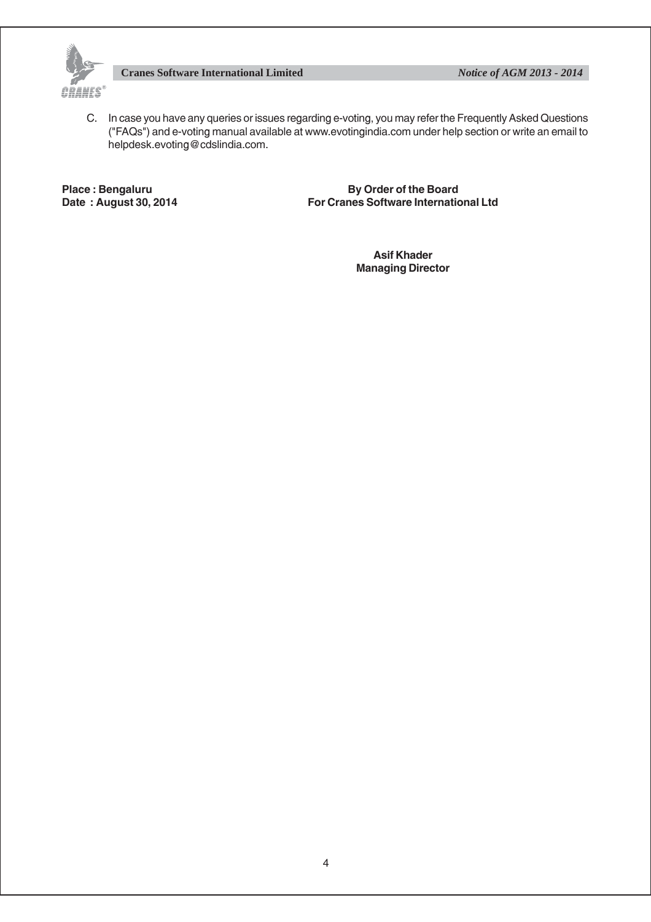C. In case you have any queries or issues regarding e-voting, you may refer the Frequently Asked Questions ("FAQs") and e-voting manual available at www.evotingindia.com under help section or write an email to helpdesk.evoting@cdslindia.com.

**Place : Bengaluru**
**Date : August 30, 2014**

**By Order of the Board**
**For Cranes Software International Ltd**

**Asif Khader**
**Managing Director**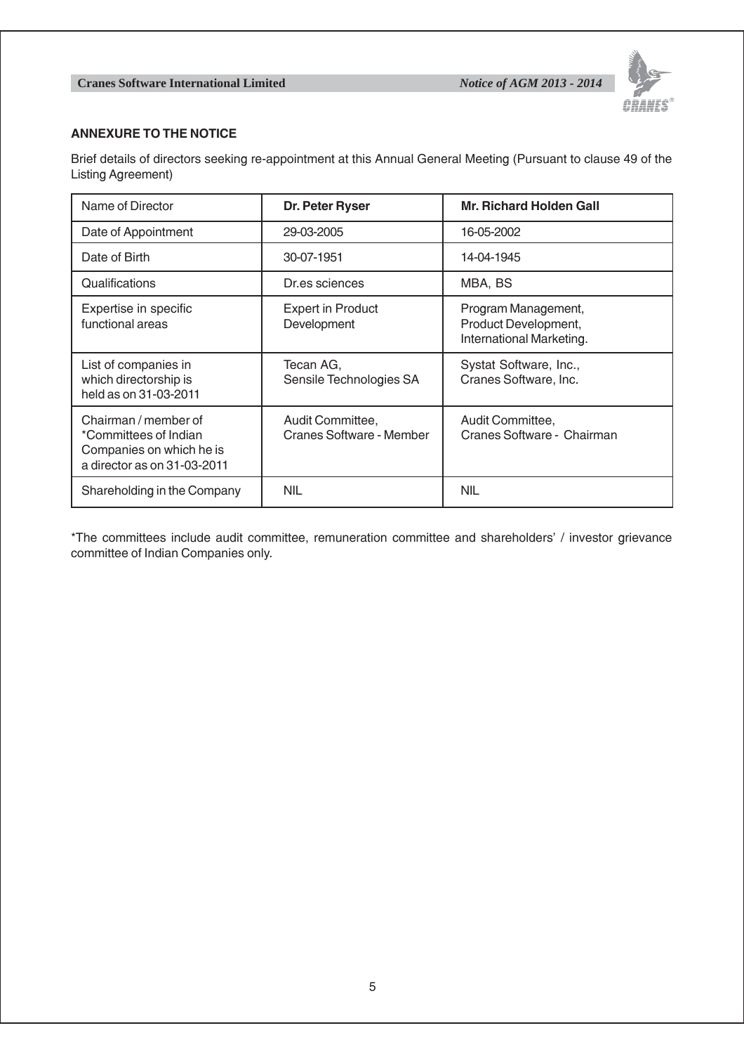**ANNEXURE TO THE NOTICE**

Brief details of directors seeking re-appointment at this Annual General Meeting (Pursuant to clause 49 of the Listing Agreement)

| Name of Director | **Dr. Peter Ryser** | **Mr. Richard Holden Gall** |
|---|---|---|
| Date of Appointment | 29-03-2005 | 16-05-2002 |
| Date of Birth | 30-07-1951 | 14-04-1945 |
| Qualifications | Dr.es sciences | MBA, BS |
| Expertise in specific functional areas | Expert in Product Development | Program Management, Product Development, International Marketing. |
| List of companies in which directorship is held as on 31-03-2011 | Tecan AG, Sensile Technologies SA | Systat Software, Inc., Cranes Software, Inc. |
| Chairman / member of *Committees of Indian Companies on which he is a director as on 31-03-2011 | Audit Committee, Cranes Software - Member | Audit Committee, Cranes Software - Chairman |
| Shareholding in the Company | NIL | NIL |

*The committees include audit committee, remuneration committee and shareholders' / investor grievance committee of Indian Companies only.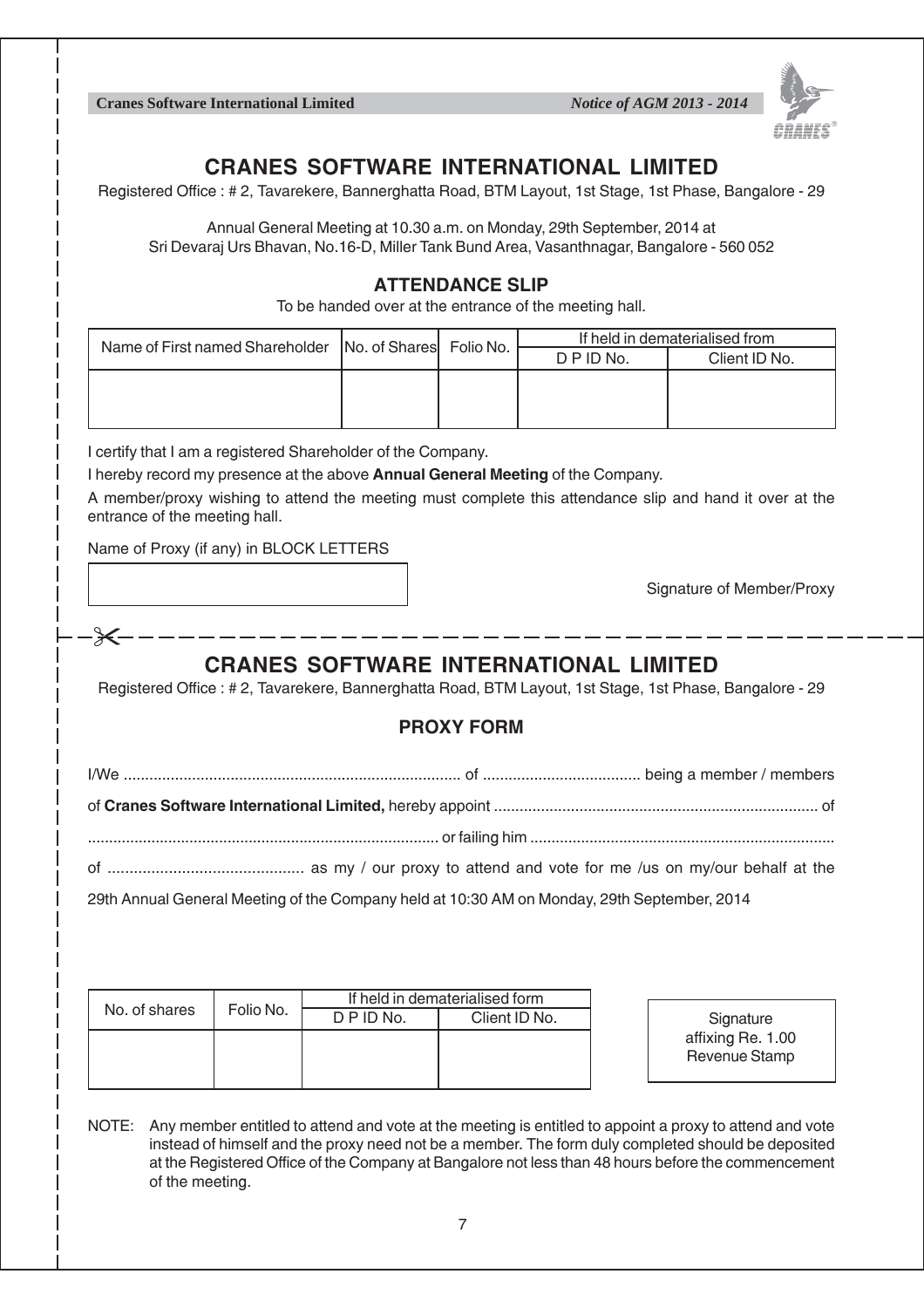# CRANES SOFTWARE INTERNATIONAL LIMITED

Registered Office : # 2, Tavarekere, Bannerghatta Road, BTM Layout, 1st Stage, 1st Phase, Bangalore - 29

Annual General Meeting at 10.30 a.m. on Monday, 29th September, 2014 at
Sri Devaraj Urs Bhavan, No.16-D, Miller Tank Bund Area, Vasanthnagar, Bangalore - 560 052

## ATTENDANCE SLIP

To be handed over at the entrance of the meeting hall.

| Name of First named Shareholder | No. of Shares | Folio No. | If held in dematerialised from | |
|---|---|---|---|---|
| | | | D P ID No. | Client ID No. |
| | | | | |

I certify that I am a registered Shareholder of the Company.

I hereby record my presence at the above **Annual General Meeting** of the Company.

A member/proxy wishing to attend the meeting must complete this attendance slip and hand it over at the entrance of the meeting hall.

Name of Proxy (if any) in BLOCK LETTERS

Signature of Member/Proxy

---

# CRANES SOFTWARE INTERNATIONAL LIMITED

Registered Office : # 2, Tavarekere, Bannerghatta Road, BTM Layout, 1st Stage, 1st Phase, Bangalore - 29

## PROXY FORM

I/We .............................................................................. of .................................... being a member / members

of **Cranes Software International Limited,** hereby appoint ........................................................................... of

.................................................................................. or failing him .......................................................................

of ............................................ as my / our proxy to attend and vote for me /us on my/our behalf at the

29th Annual General Meeting of the Company held at 10:30 AM on Monday, 29th September, 2014

| No. of shares | Folio No. | If held in dematerialised form | |
|---|---|---|---|
| | | D P ID No. | Client ID No. |
| | | | |

Signature affixing Re. 1.00 Revenue Stamp

NOTE: Any member entitled to attend and vote at the meeting is entitled to appoint a proxy to attend and vote instead of himself and the proxy need not be a member. The form duly completed should be deposited at the Registered Office of the Company at Bangalore not less than 48 hours before the commencement of the meeting.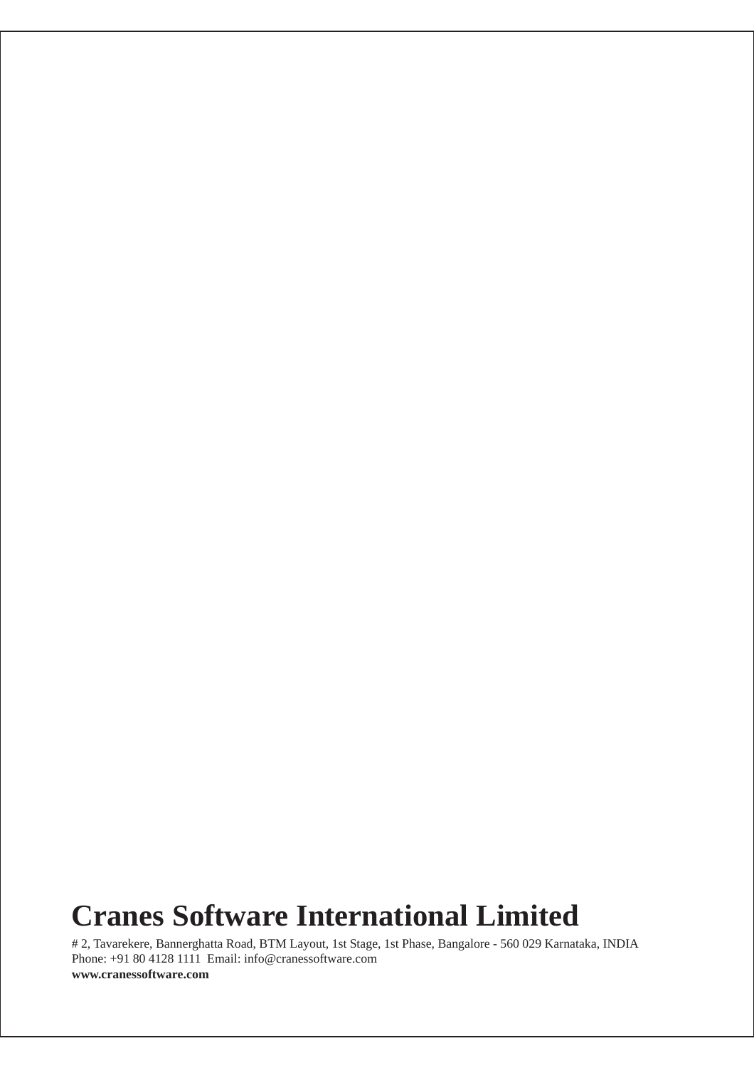# Cranes Software International Limited

# 2, Tavarekere, Bannerghatta Road, BTM Layout, 1st Stage, 1st Phase, Bangalore - 560 029 Karnataka, INDIA
Phone: +91 80 4128 1111  Email: info@cranessoftware.com
**www.cranessoftware.com**